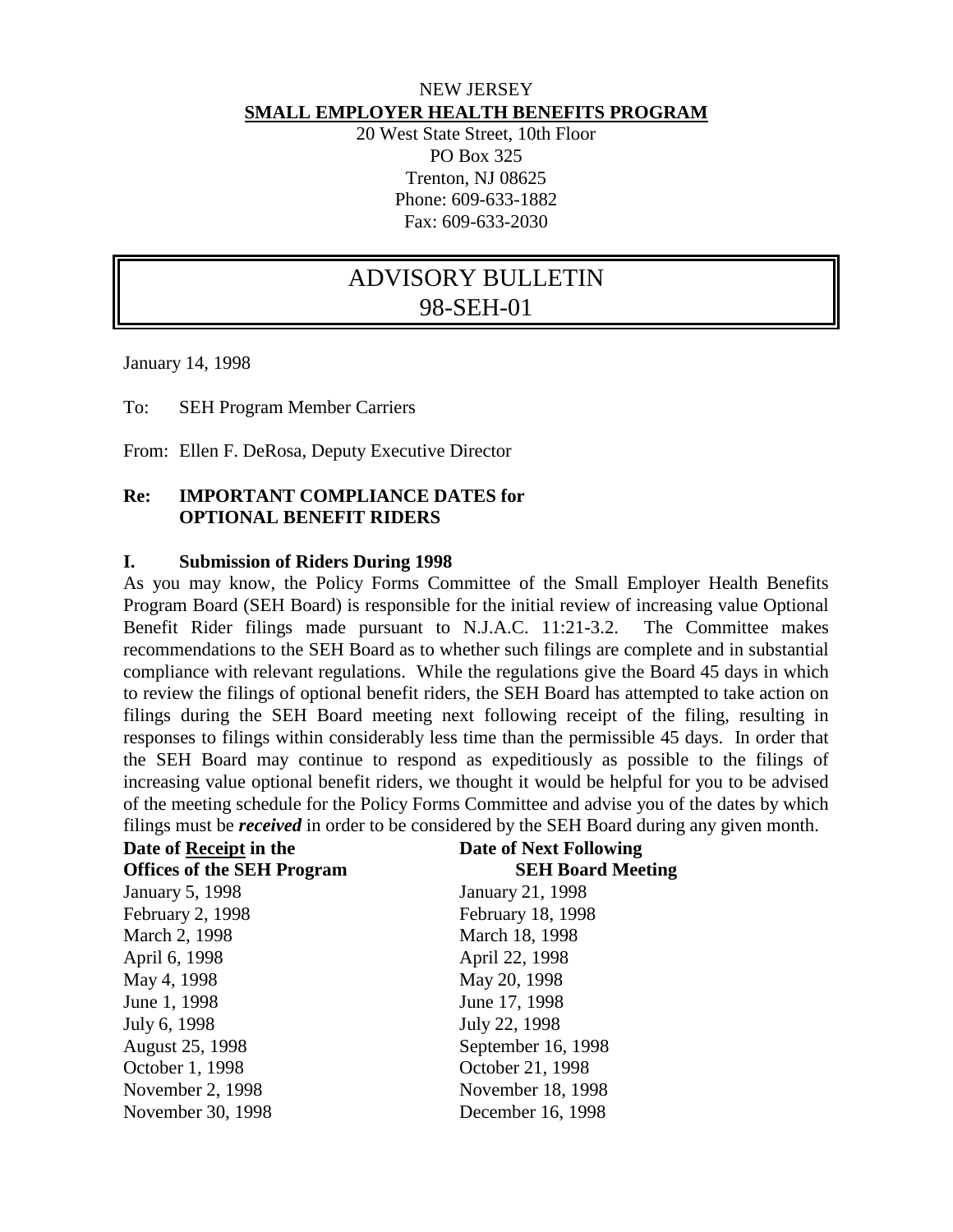NEW JERSEY

**SMALL EMPLOYER HEALTH BENEFITS PROGRAM**

20 West State Street, 10th Floor
PO Box 325
Trenton, NJ 08625
Phone: 609-633-1882
Fax: 609-633-2030

# ADVISORY BULLETIN
# 98-SEH-01

January 14, 1998

To: SEH Program Member Carriers

From: Ellen F. DeRosa, Deputy Executive Director

**Re: IMPORTANT COMPLIANCE DATES for OPTIONAL BENEFIT RIDERS**

## I. Submission of Riders During 1998

As you may know, the Policy Forms Committee of the Small Employer Health Benefits Program Board (SEH Board) is responsible for the initial review of increasing value Optional Benefit Rider filings made pursuant to N.J.A.C. 11:21-3.2. The Committee makes recommendations to the SEH Board as to whether such filings are complete and in substantial compliance with relevant regulations. While the regulations give the Board 45 days in which to review the filings of optional benefit riders, the SEH Board has attempted to take action on filings during the SEH Board meeting next following receipt of the filing, resulting in responses to filings within considerably less time than the permissible 45 days. In order that the SEH Board may continue to respond as expeditiously as possible to the filings of increasing value optional benefit riders, we thought it would be helpful for you to be advised of the meeting schedule for the Policy Forms Committee and advise you of the dates by which filings must be ***received*** in order to be considered by the SEH Board during any given month.

| Date of Receipt in the Offices of the SEH Program | Date of Next Following SEH Board Meeting |
|---|---|
| January 5, 1998 | January 21, 1998 |
| February 2, 1998 | February 18, 1998 |
| March 2, 1998 | March 18, 1998 |
| April 6, 1998 | April 22, 1998 |
| May 4, 1998 | May 20, 1998 |
| June 1, 1998 | June 17, 1998 |
| July 6, 1998 | July 22, 1998 |
| August 25, 1998 | September 16, 1998 |
| October 1, 1998 | October 21, 1998 |
| November 2, 1998 | November 18, 1998 |
| November 30, 1998 | December 16, 1998 |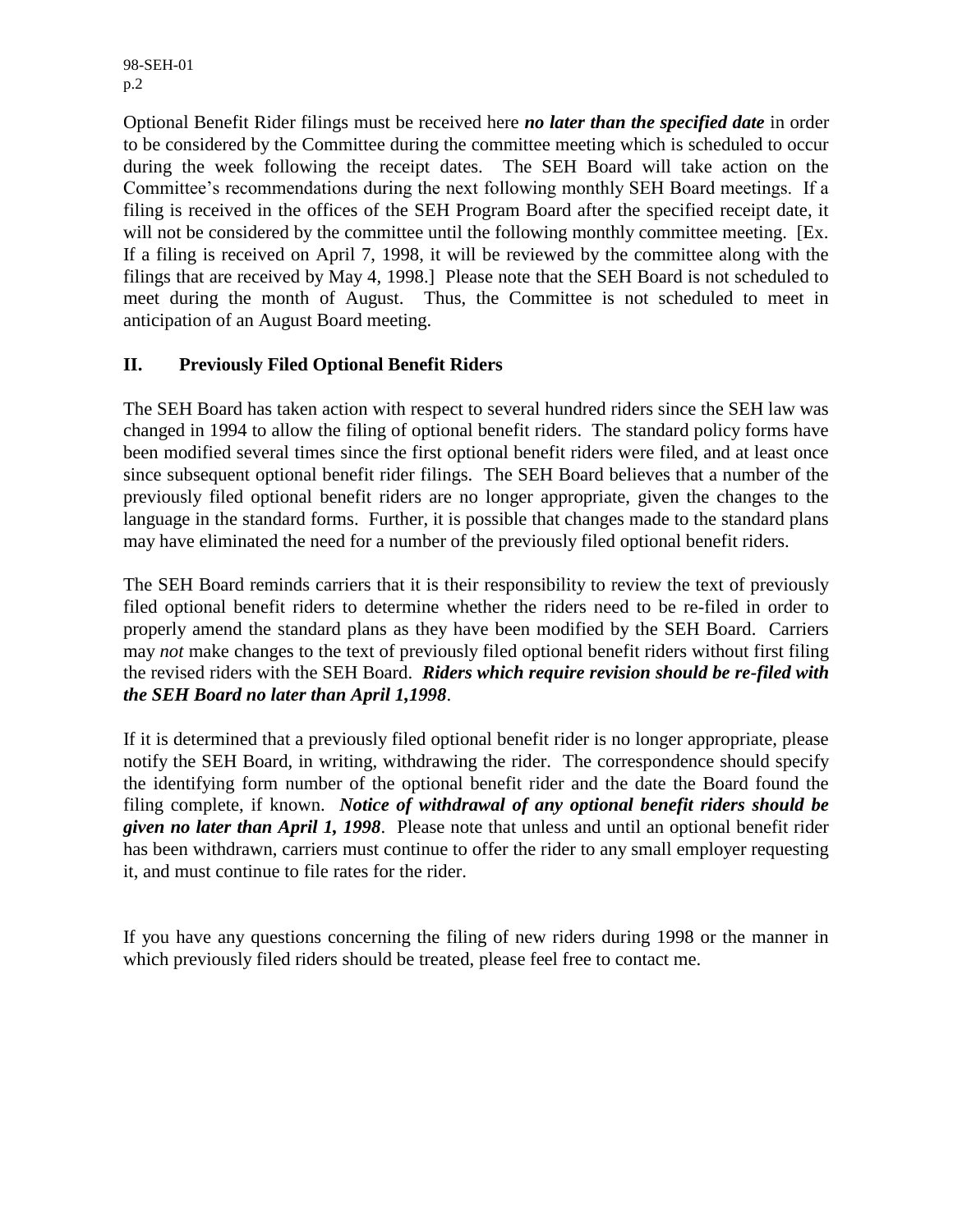Optional Benefit Rider filings must be received here ***no later than the specified date*** in order to be considered by the Committee during the committee meeting which is scheduled to occur during the week following the receipt dates. The SEH Board will take action on the Committee's recommendations during the next following monthly SEH Board meetings. If a filing is received in the offices of the SEH Program Board after the specified receipt date, it will not be considered by the committee until the following monthly committee meeting. [Ex. If a filing is received on April 7, 1998, it will be reviewed by the committee along with the filings that are received by May 4, 1998.] Please note that the SEH Board is not scheduled to meet during the month of August. Thus, the Committee is not scheduled to meet in anticipation of an August Board meeting.

## II. Previously Filed Optional Benefit Riders

The SEH Board has taken action with respect to several hundred riders since the SEH law was changed in 1994 to allow the filing of optional benefit riders. The standard policy forms have been modified several times since the first optional benefit riders were filed, and at least once since subsequent optional benefit rider filings. The SEH Board believes that a number of the previously filed optional benefit riders are no longer appropriate, given the changes to the language in the standard forms. Further, it is possible that changes made to the standard plans may have eliminated the need for a number of the previously filed optional benefit riders.

The SEH Board reminds carriers that it is their responsibility to review the text of previously filed optional benefit riders to determine whether the riders need to be re-filed in order to properly amend the standard plans as they have been modified by the SEH Board. Carriers may *not* make changes to the text of previously filed optional benefit riders without first filing the revised riders with the SEH Board. ***Riders which require revision should be re-filed with the SEH Board no later than April 1,1998***.

If it is determined that a previously filed optional benefit rider is no longer appropriate, please notify the SEH Board, in writing, withdrawing the rider. The correspondence should specify the identifying form number of the optional benefit rider and the date the Board found the filing complete, if known. ***Notice of withdrawal of any optional benefit riders should be given no later than April 1, 1998***. Please note that unless and until an optional benefit rider has been withdrawn, carriers must continue to offer the rider to any small employer requesting it, and must continue to file rates for the rider.

If you have any questions concerning the filing of new riders during 1998 or the manner in which previously filed riders should be treated, please feel free to contact me.